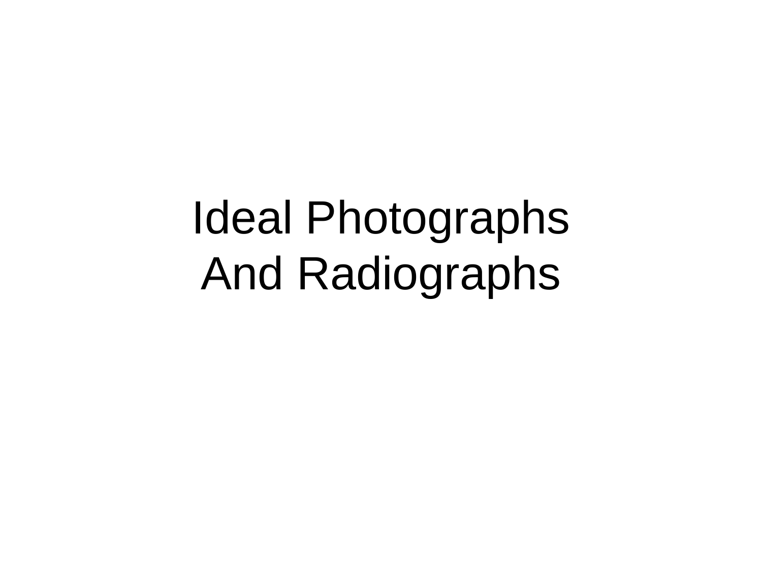# Ideal Photographs And Radiographs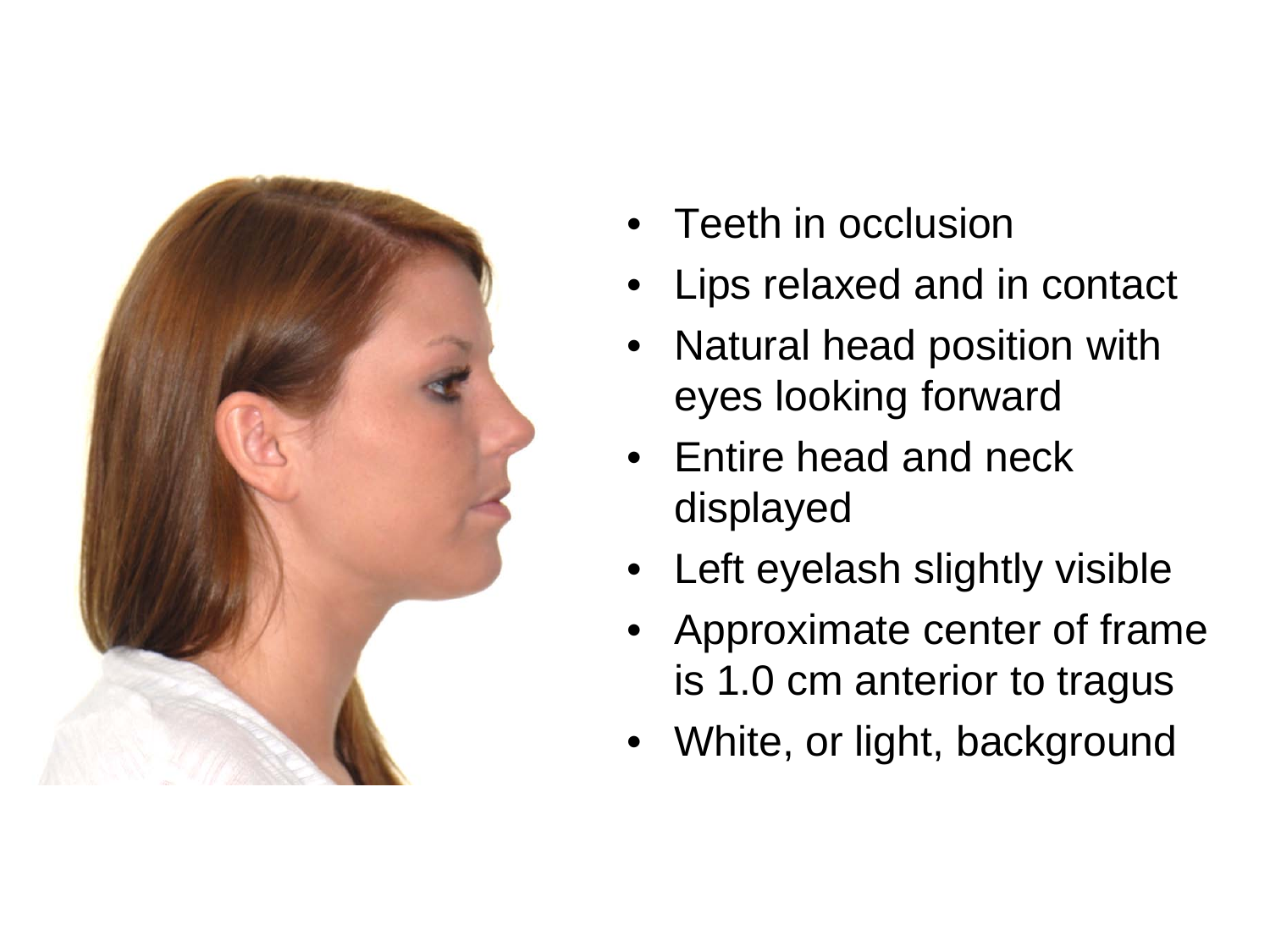- Teeth in occlusion
- Lips relaxed and in contact
- Natural head position with eyes looking forward
- Entire head and neck displayed
- Left eyelash slightly visible
- Approximate center of frame is 1.0 cm anterior to tragus
- White, or light, background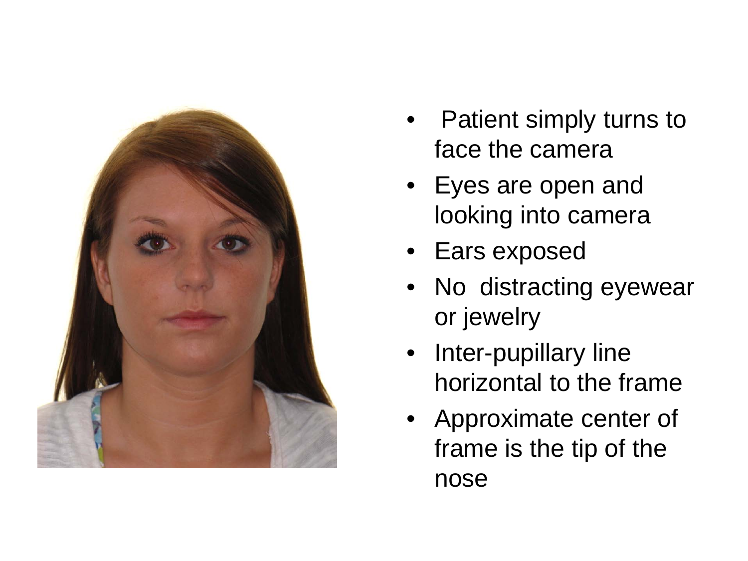- Patient simply turns to face the camera
- Eyes are open and looking into camera
- Ears exposed
- No distracting eyewear or jewelry
- Inter-pupillary line horizontal to the frame
- Approximate center of frame is the tip of the nose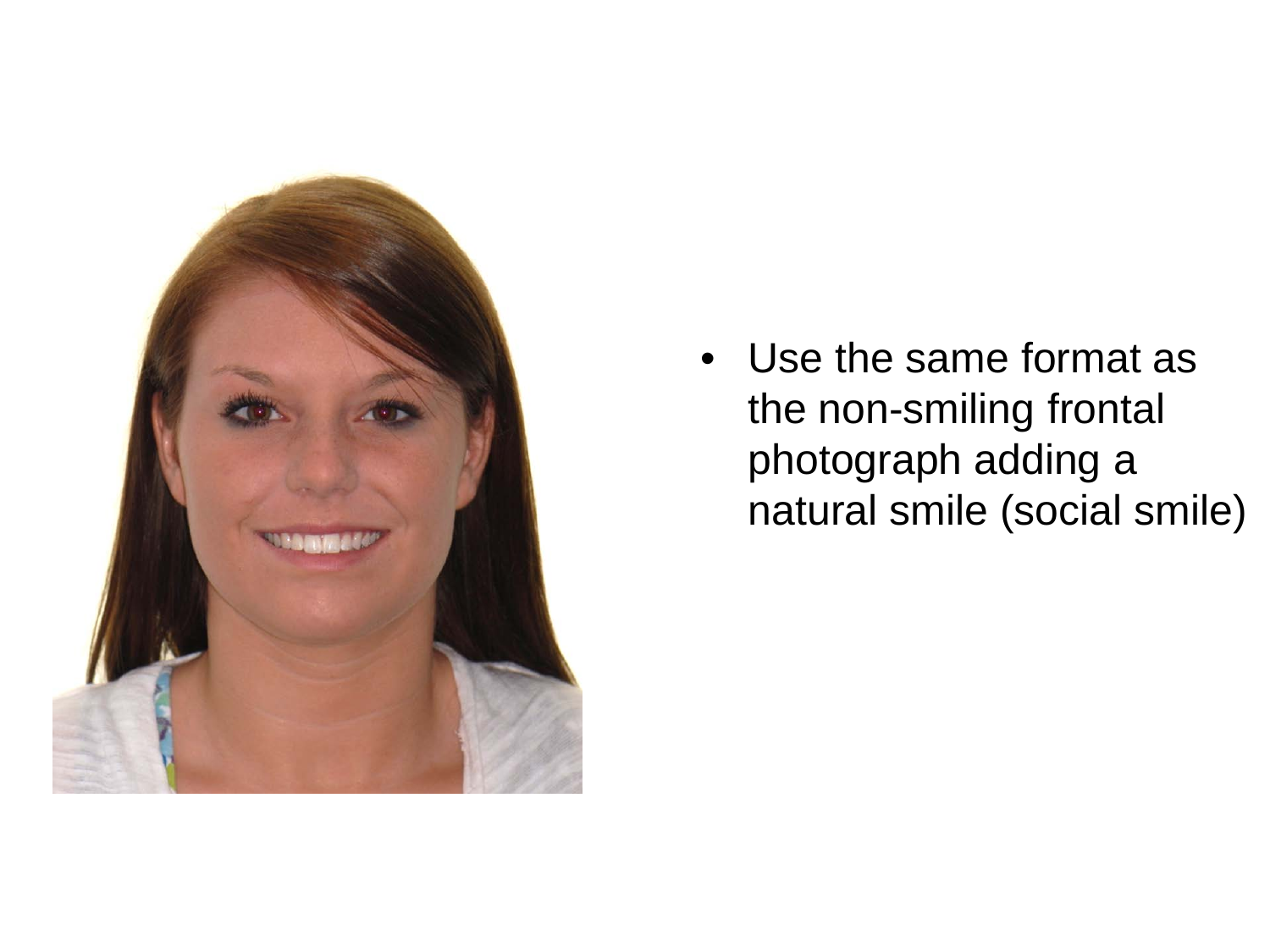- Use the same format as the non-smiling frontal photograph adding a natural smile (social smile)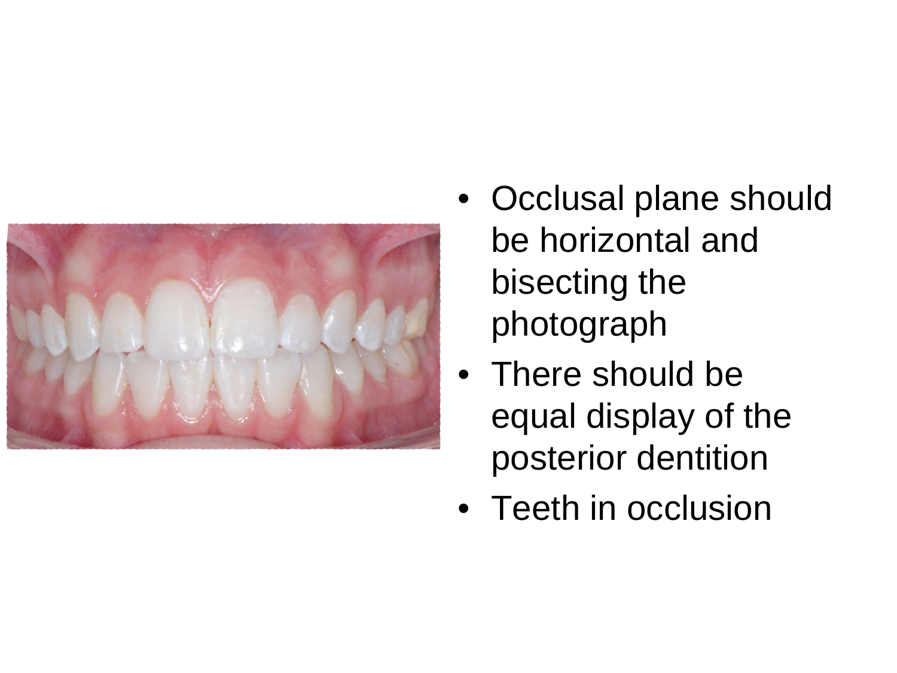- Occlusal plane should be horizontal and bisecting the photograph
- There should be equal display of the posterior dentition
- Teeth in occlusion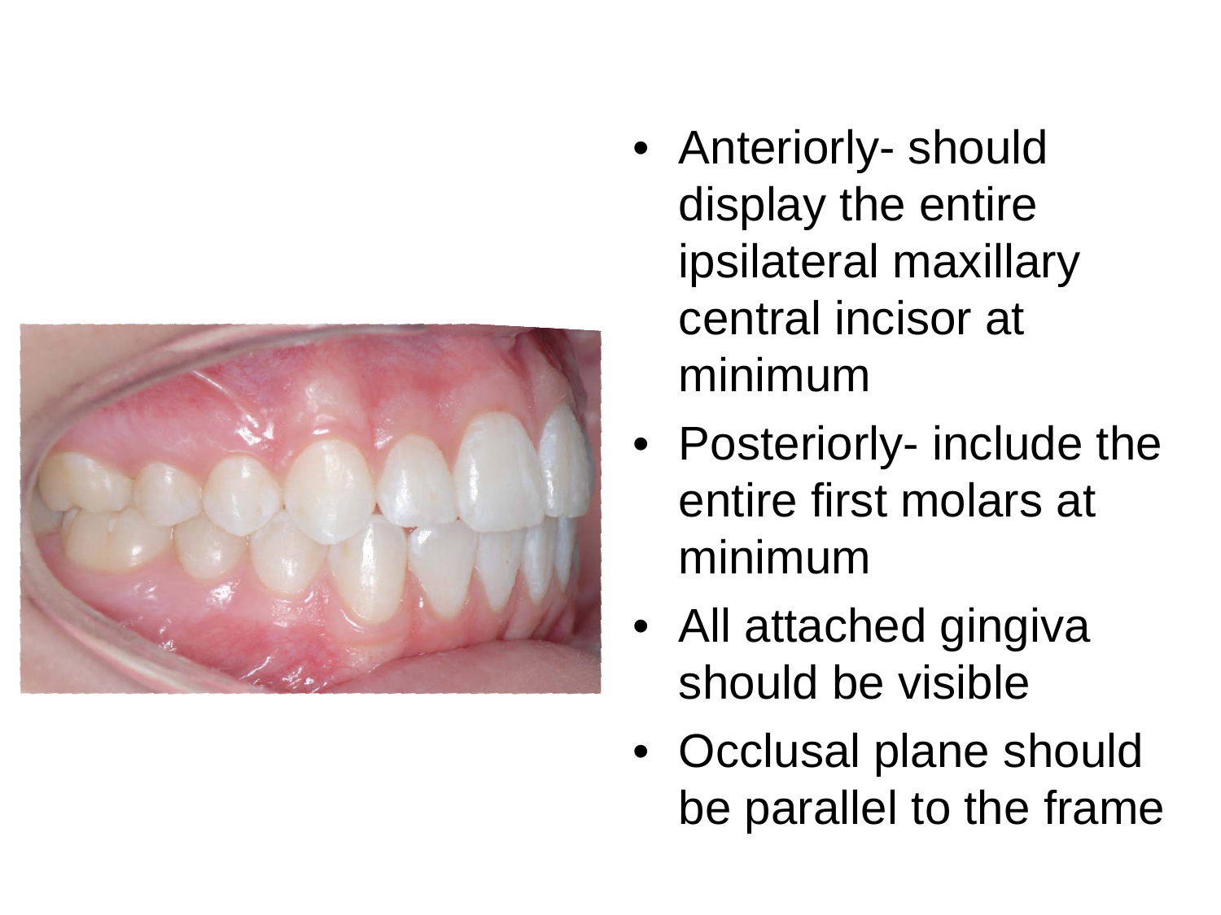- Anteriorly- should display the entire ipsilateral maxillary central incisor at minimum
- Posteriorly- include the entire first molars at minimum
- All attached gingiva should be visible
- Occlusal plane should be parallel to the frame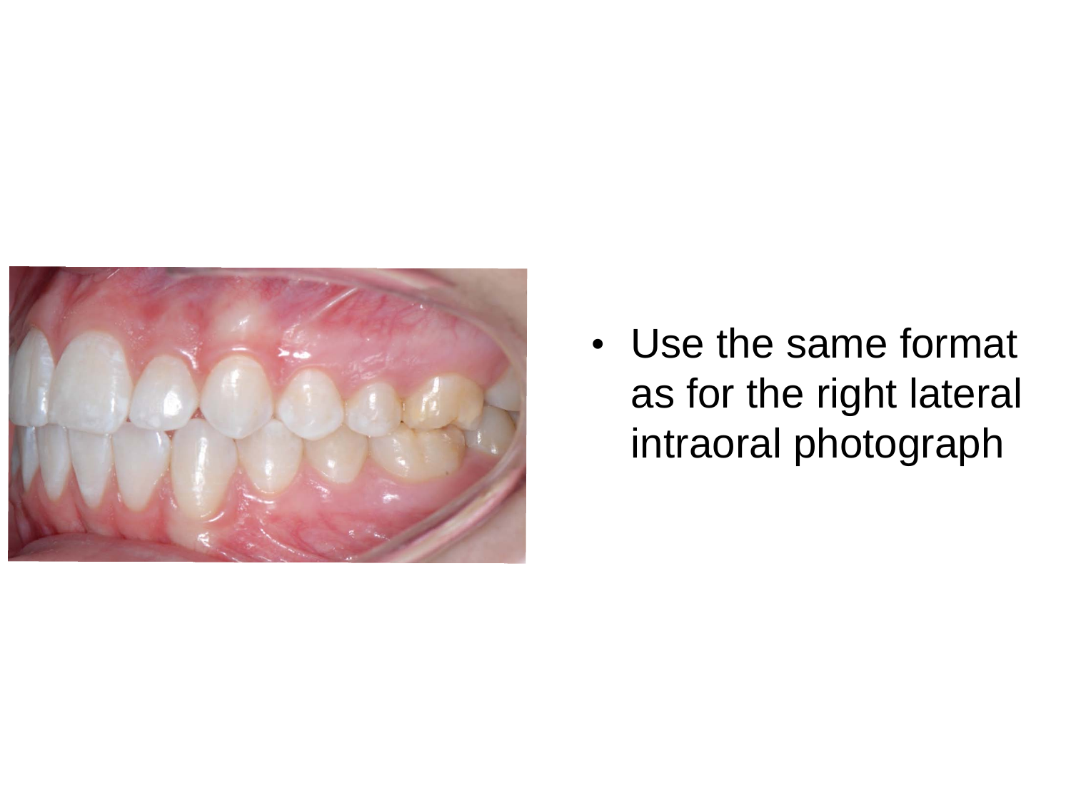- Use the same format as for the right lateral intraoral photograph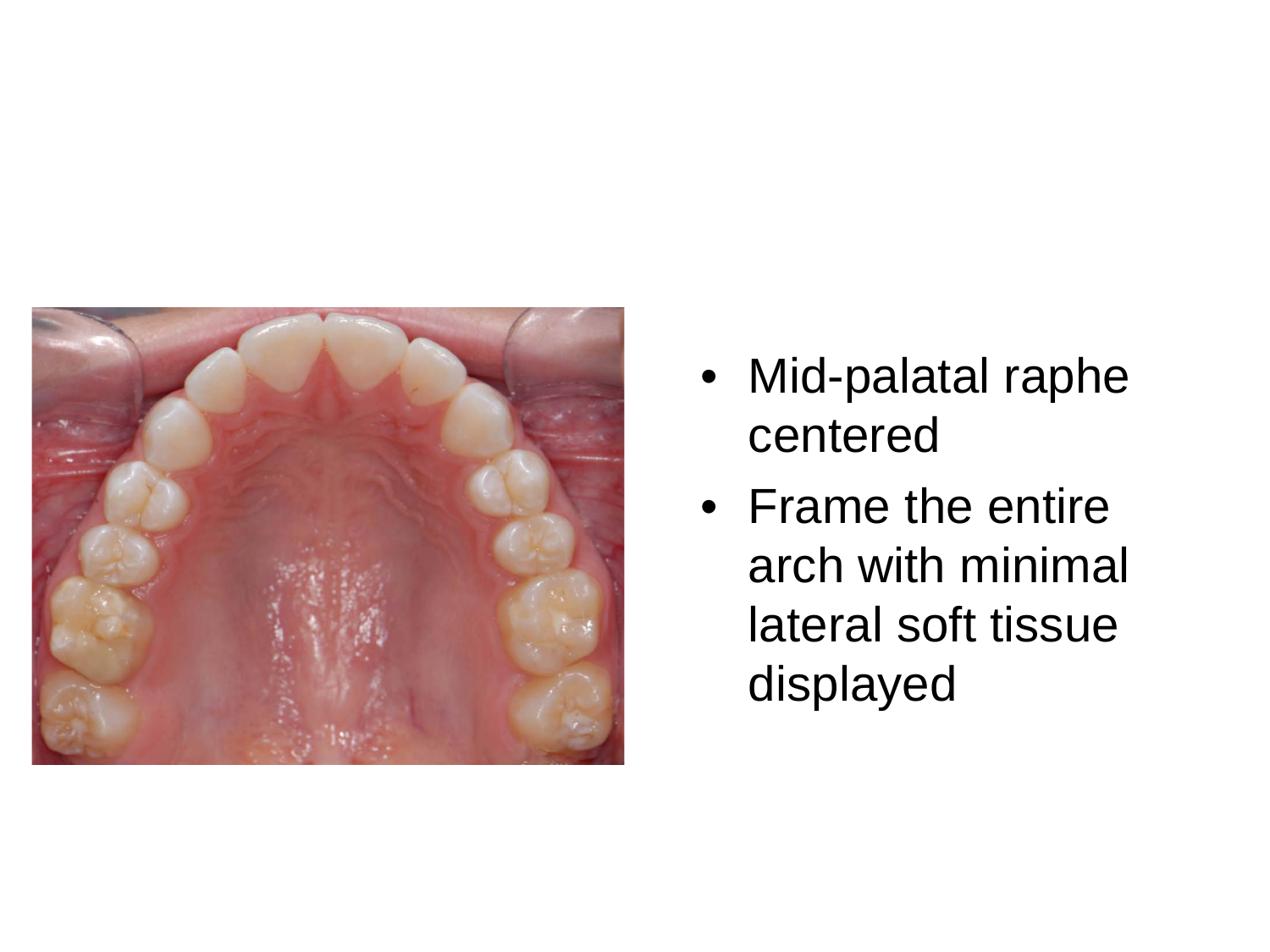- Mid-palatal raphe centered
- Frame the entire arch with minimal lateral soft tissue displayed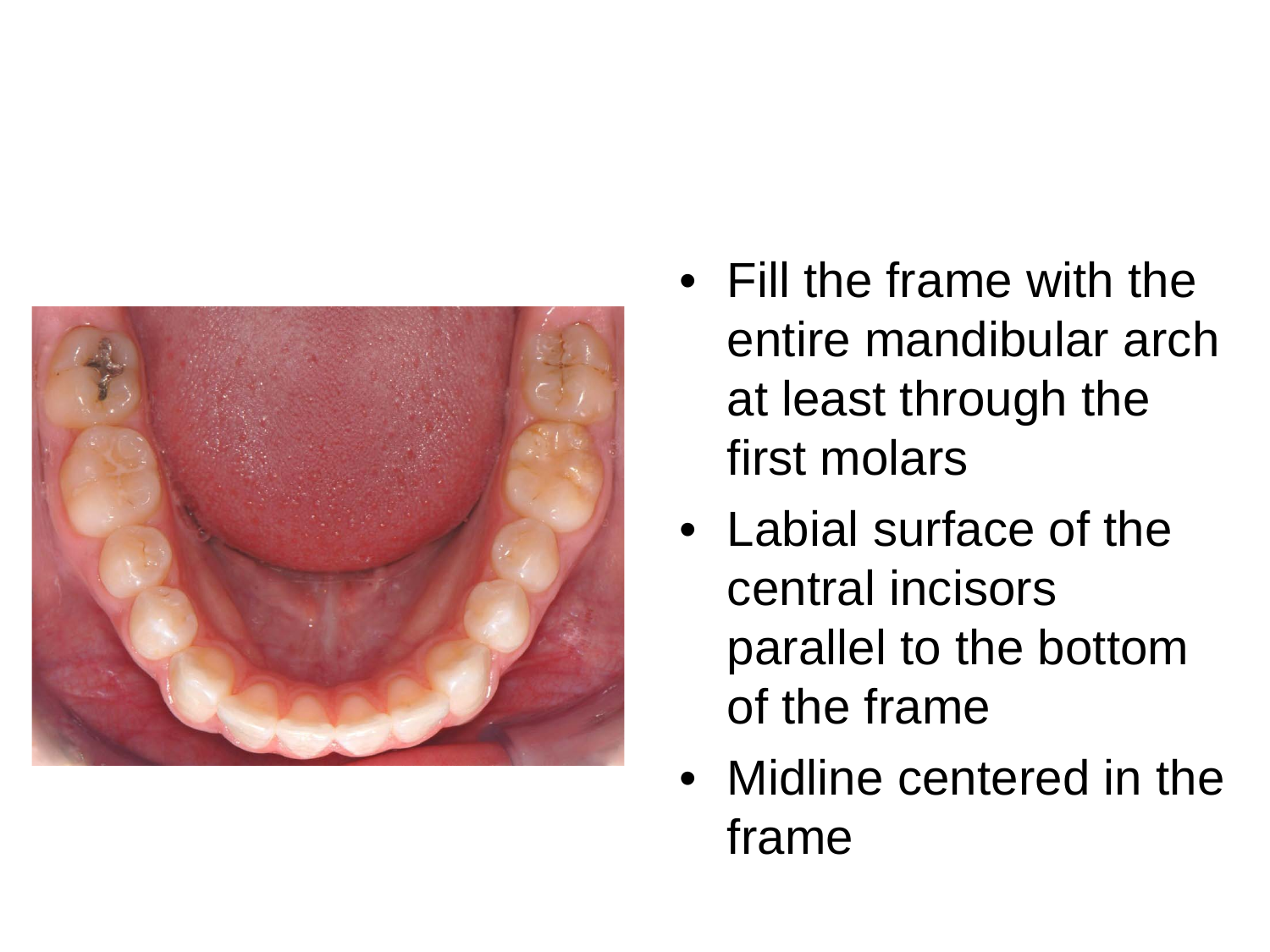- Fill the frame with the entire mandibular arch at least through the first molars
- Labial surface of the central incisors parallel to the bottom of the frame
- Midline centered in the frame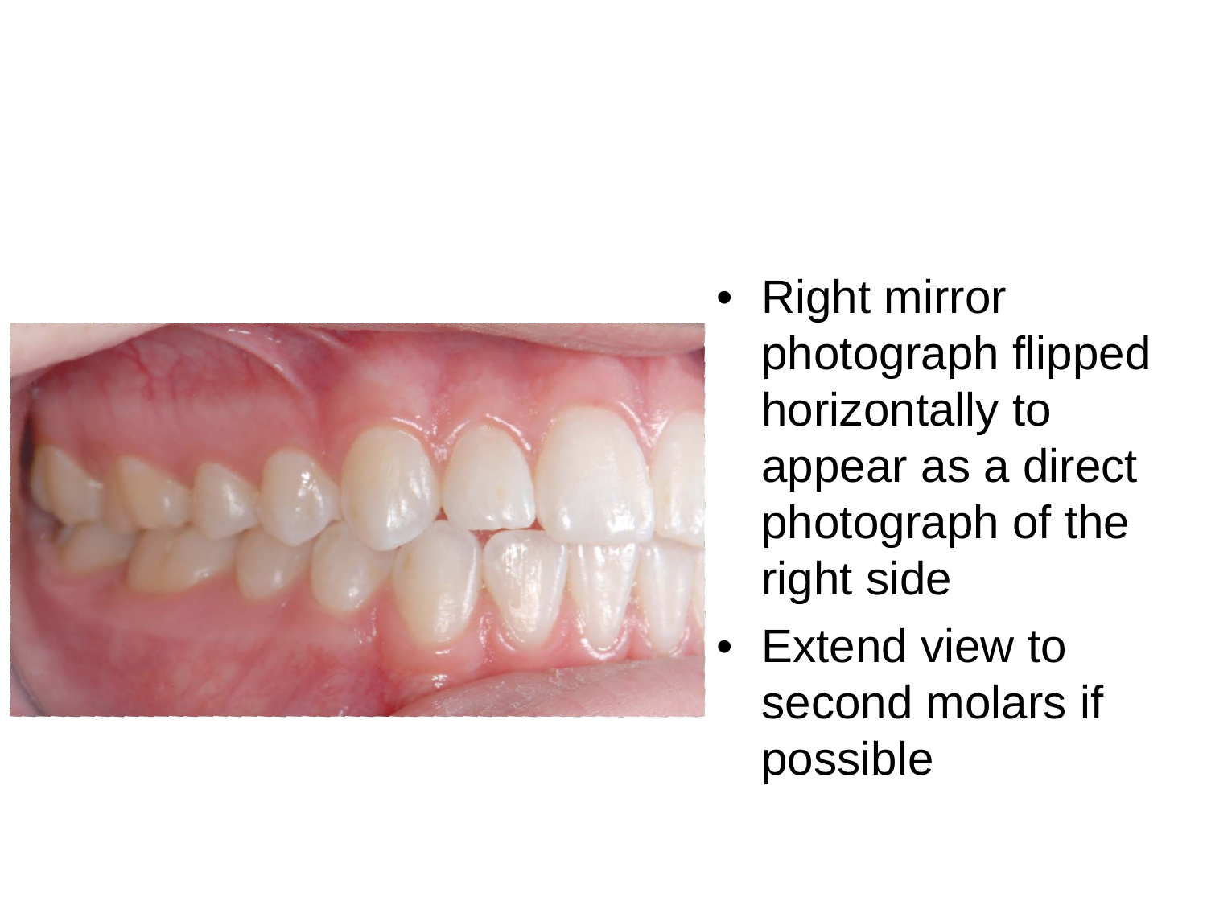- Right mirror photograph flipped horizontally to appear as a direct photograph of the right side
- Extend view to second molars if possible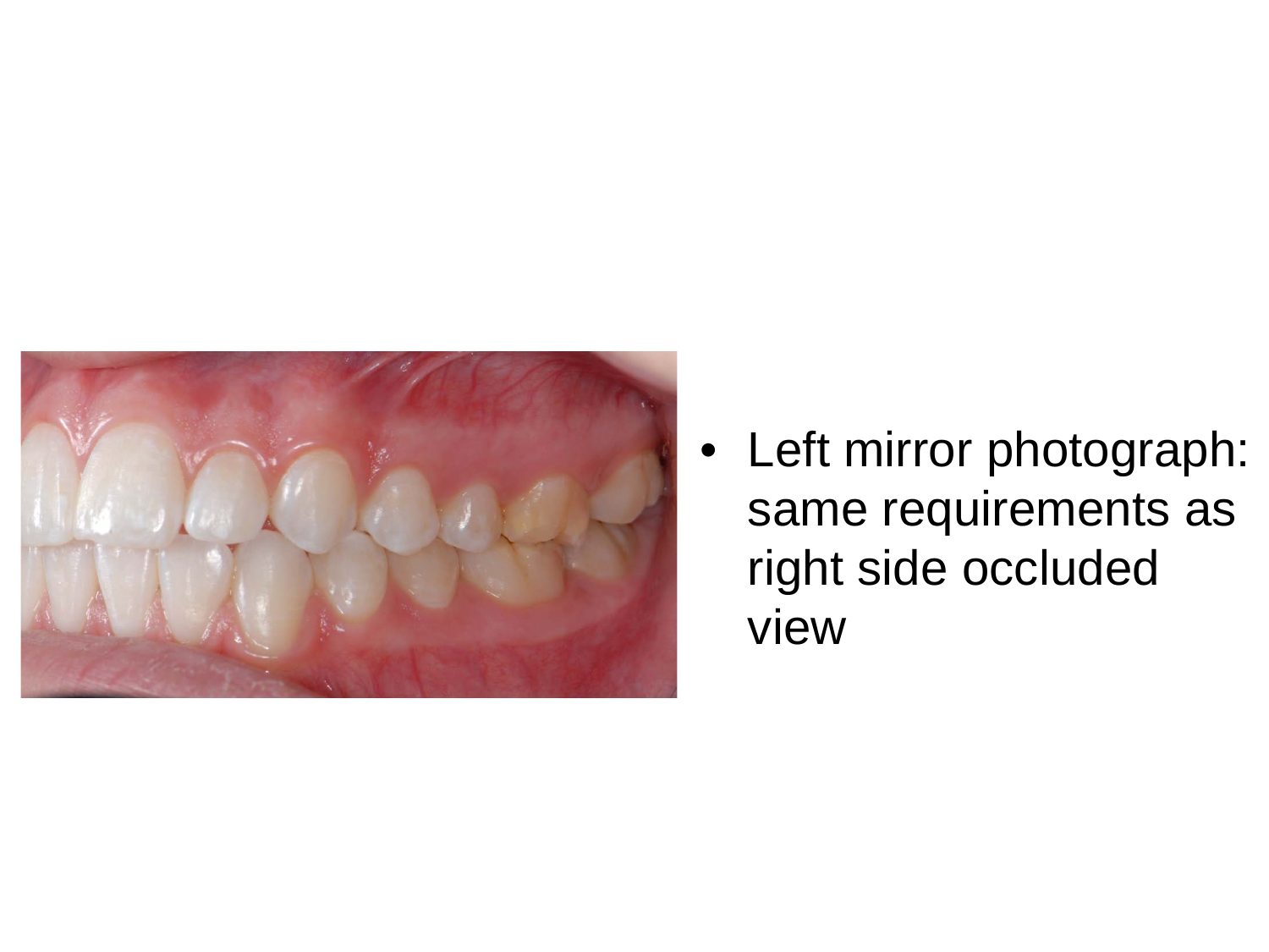- Left mirror photograph: same requirements as right side occluded view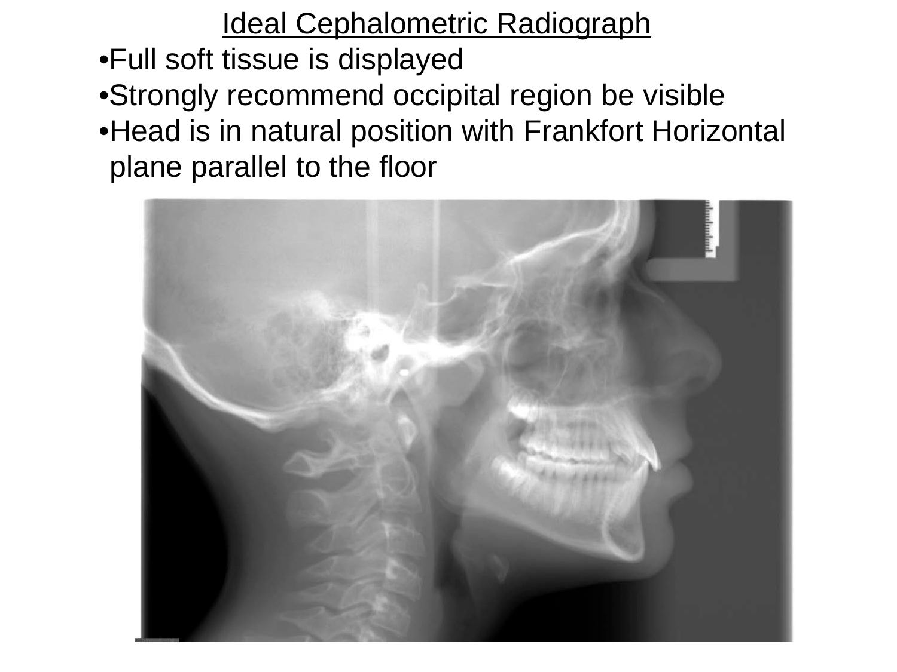# Ideal Cephalometric Radiograph

- Full soft tissue is displayed
- Strongly recommend occipital region be visible
- Head is in natural position with Frankfort Horizontal plane parallel to the floor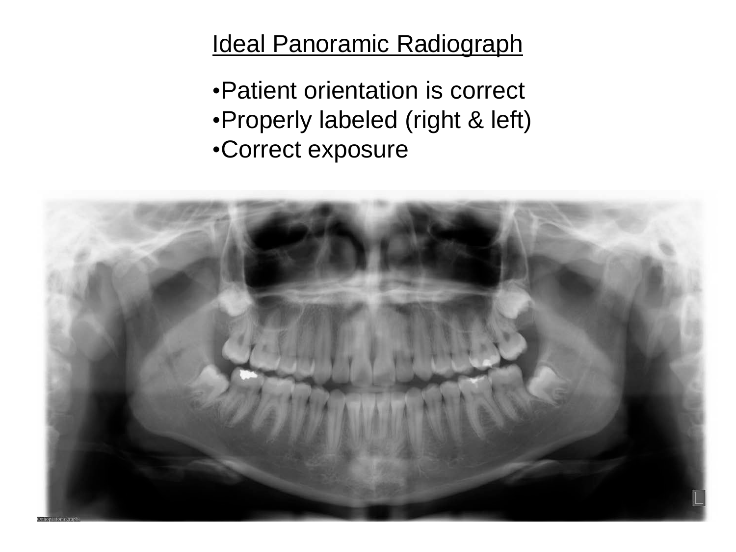## Ideal Panoramic Radiograph

- Patient orientation is correct
- Properly labeled (right & left)
- Correct exposure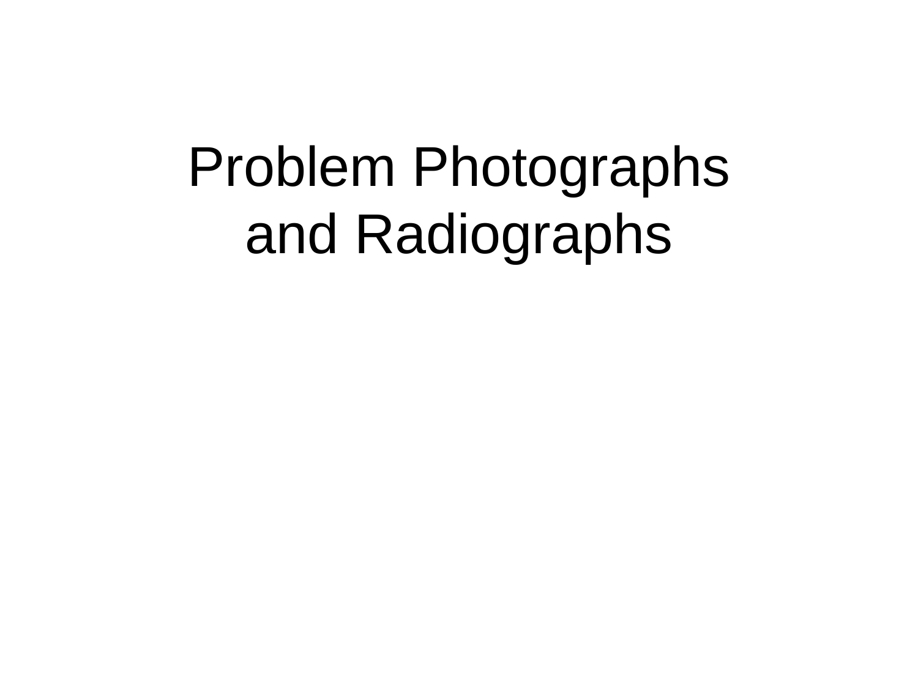# Problem Photographs and Radiographs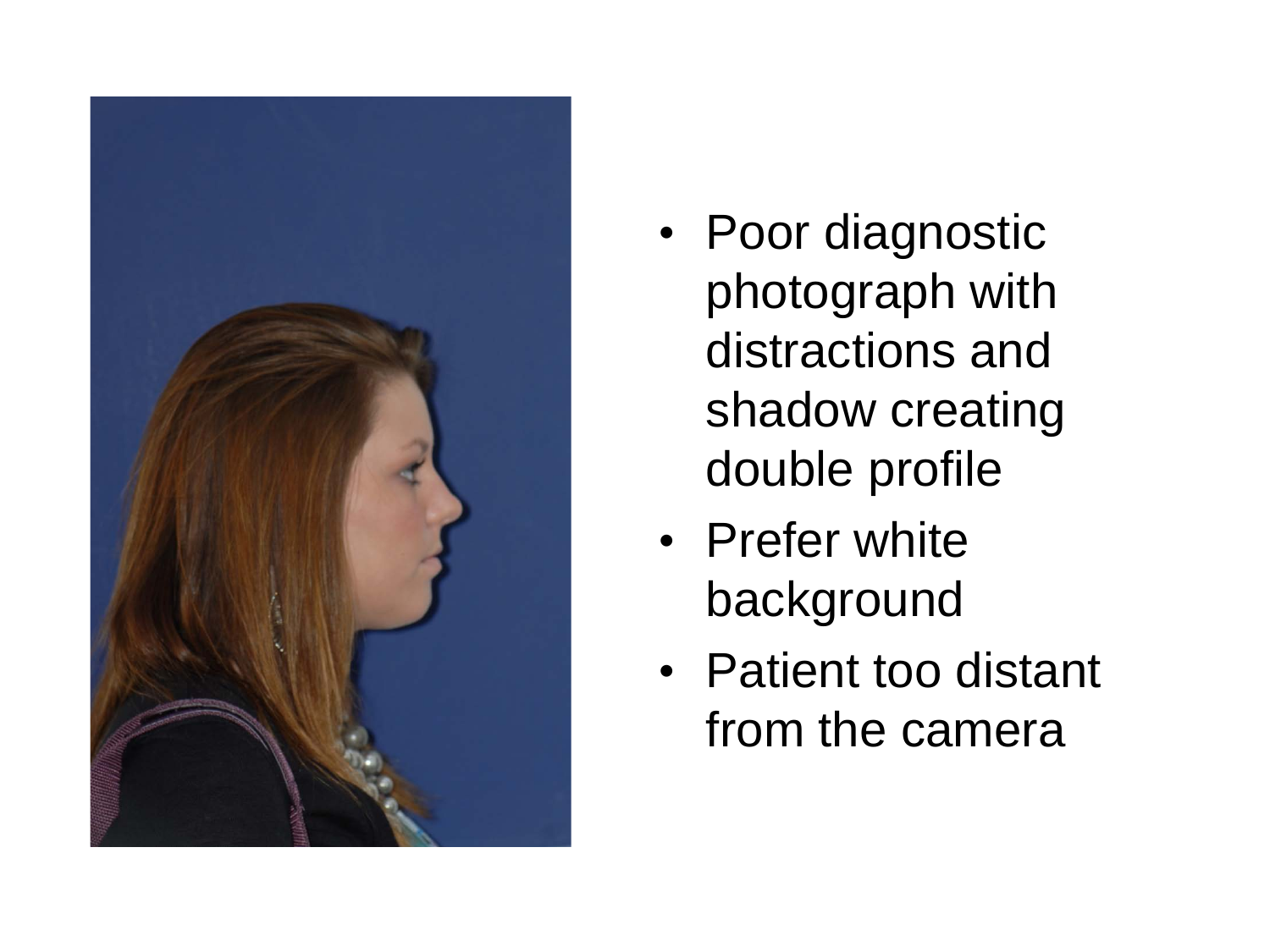- Poor diagnostic photograph with distractions and shadow creating double profile
- Prefer white background
- Patient too distant from the camera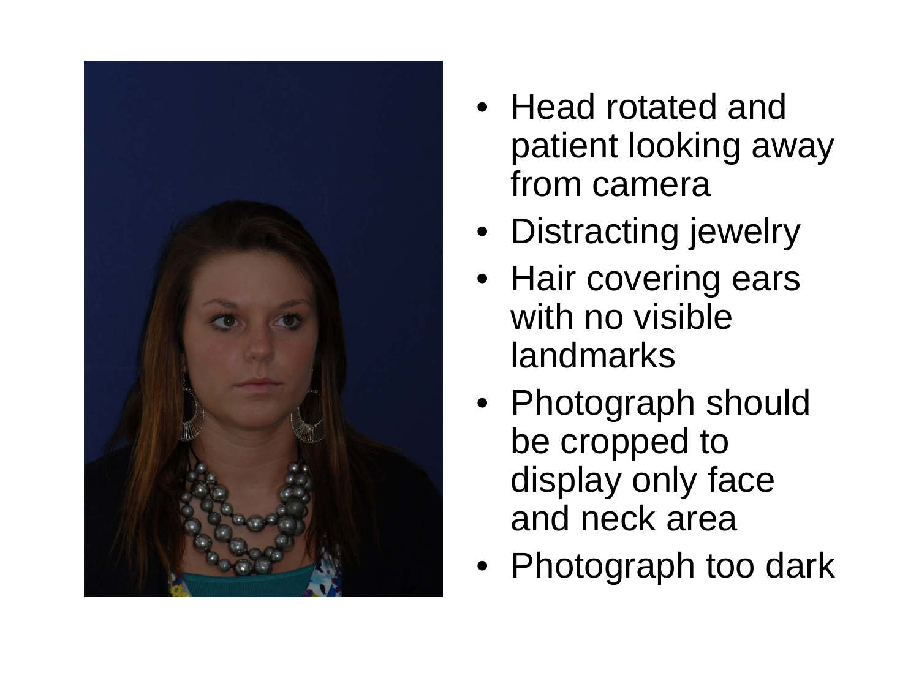- Head rotated and patient looking away from camera
- Distracting jewelry
- Hair covering ears with no visible landmarks
- Photograph should be cropped to display only face and neck area
- Photograph too dark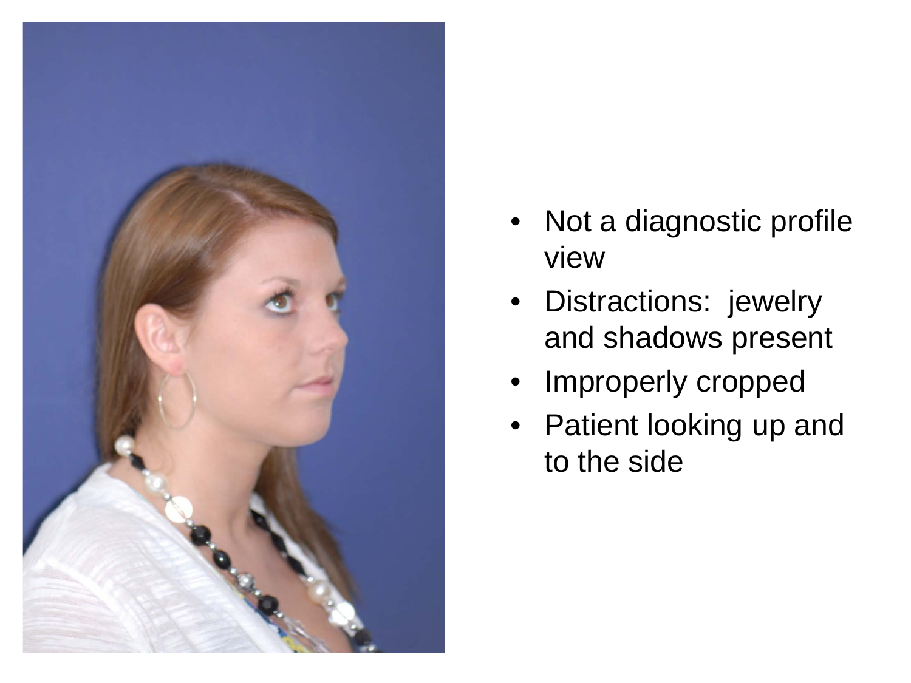- Not a diagnostic profile view
- Distractions: jewelry and shadows present
- Improperly cropped
- Patient looking up and to the side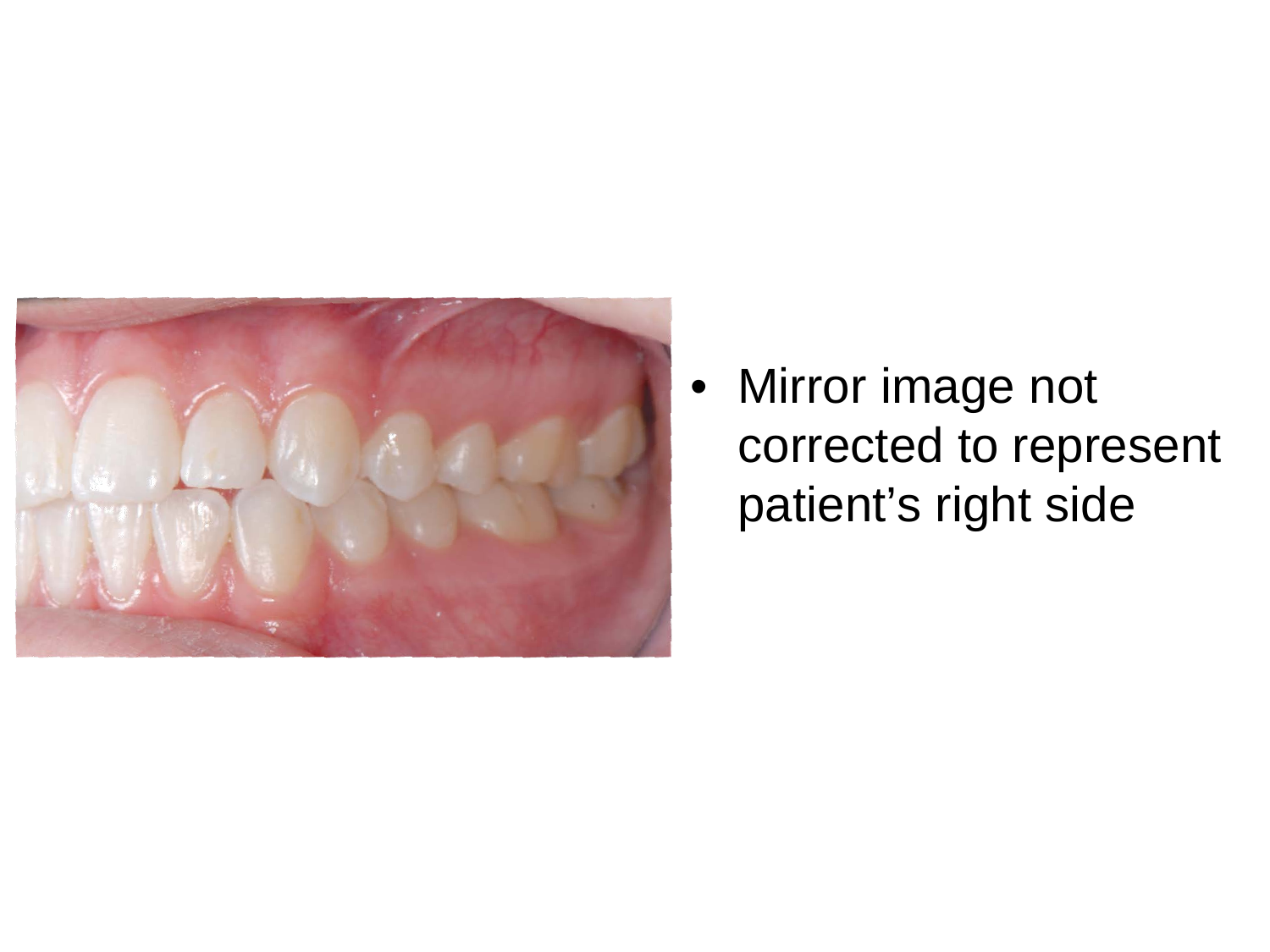- Mirror image not corrected to represent patient’s right side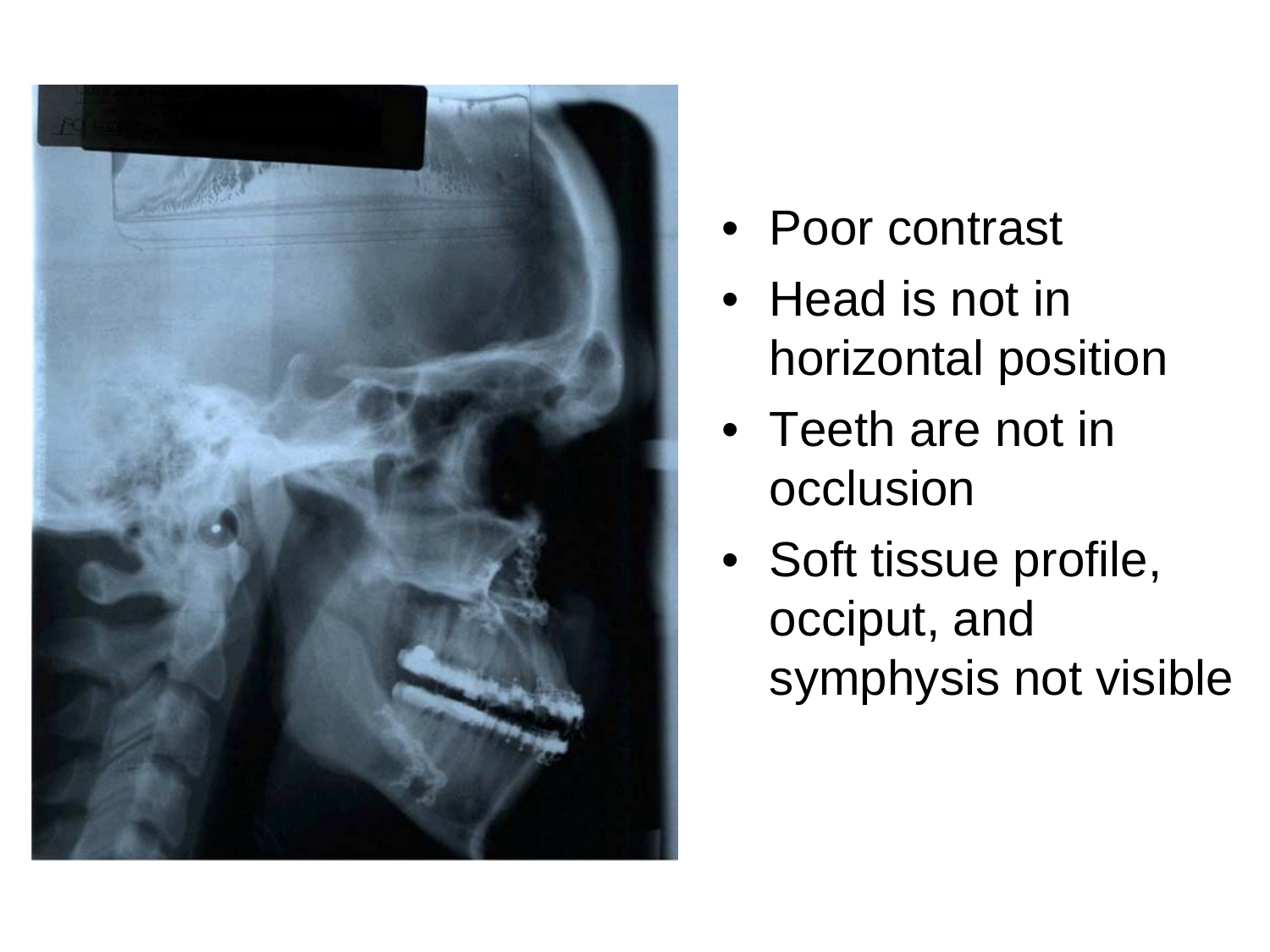- Poor contrast
- Head is not in horizontal position
- Teeth are not in occlusion
- Soft tissue profile, occiput, and symphysis not visible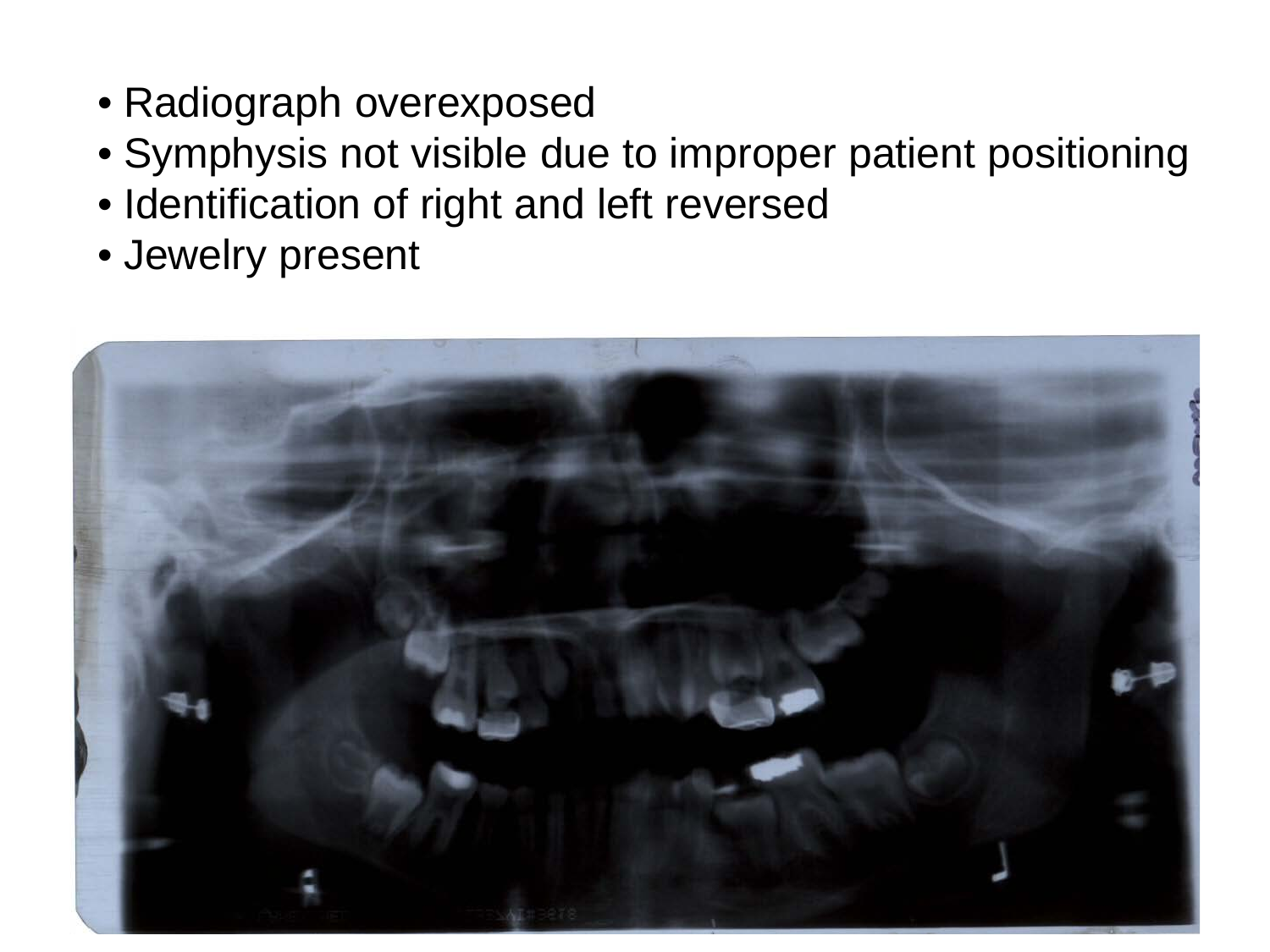- Radiograph overexposed
- Symphysis not visible due to improper patient positioning
- Identification of right and left reversed
- Jewelry present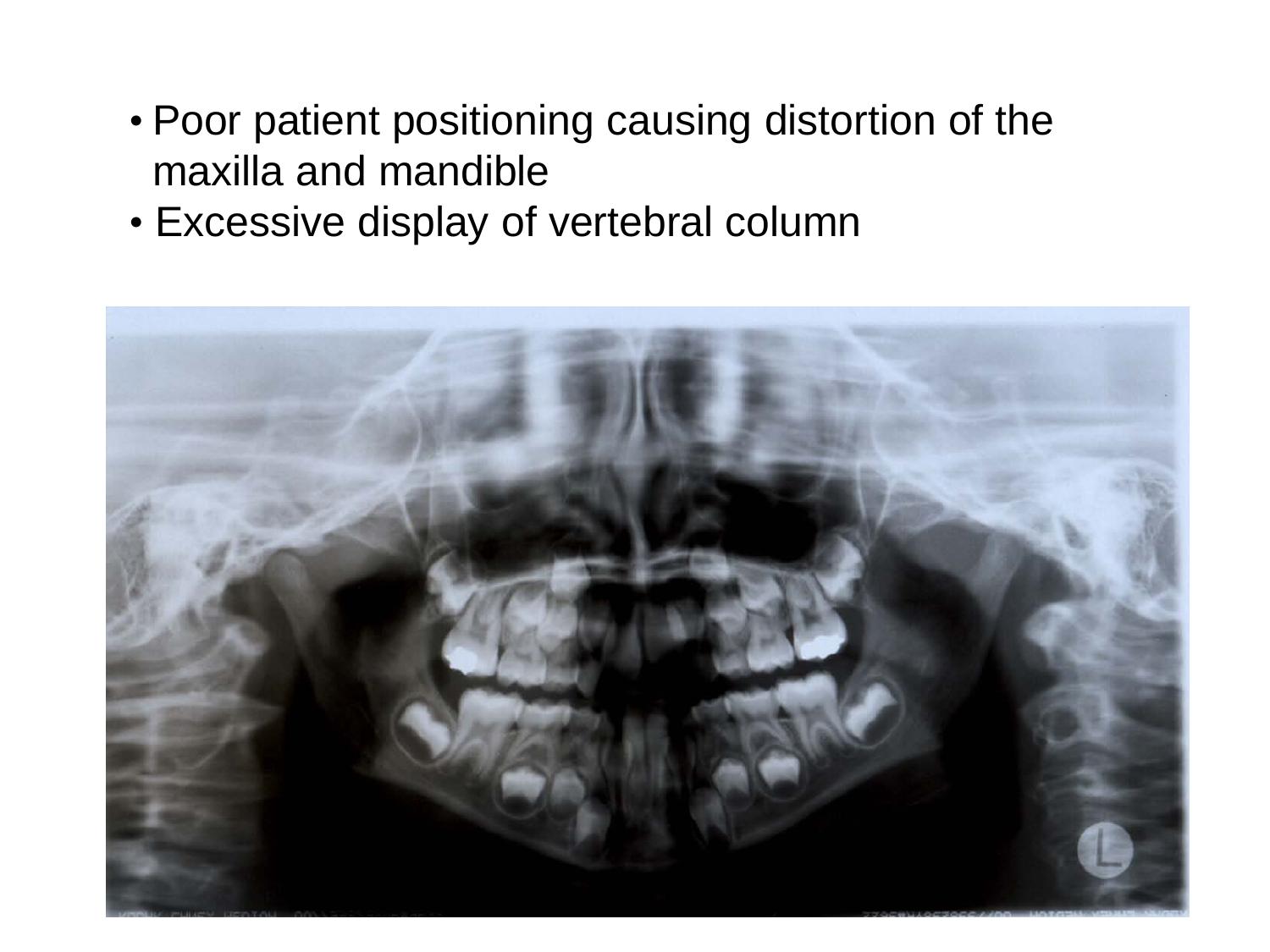- Poor patient positioning causing distortion of the maxilla and mandible
- Excessive display of vertebral column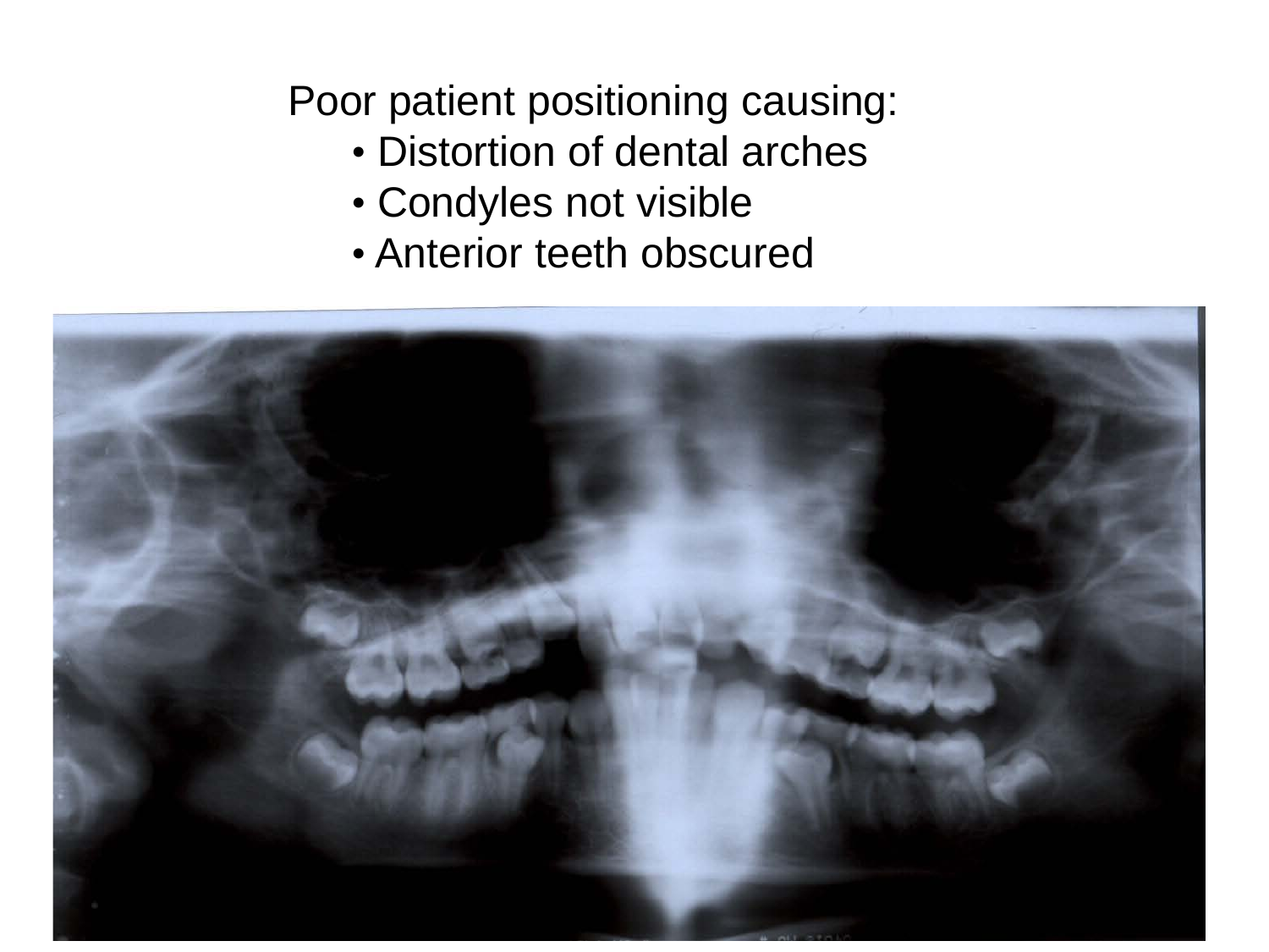Poor patient positioning causing:

- Distortion of dental arches
- Condyles not visible
- Anterior teeth obscured